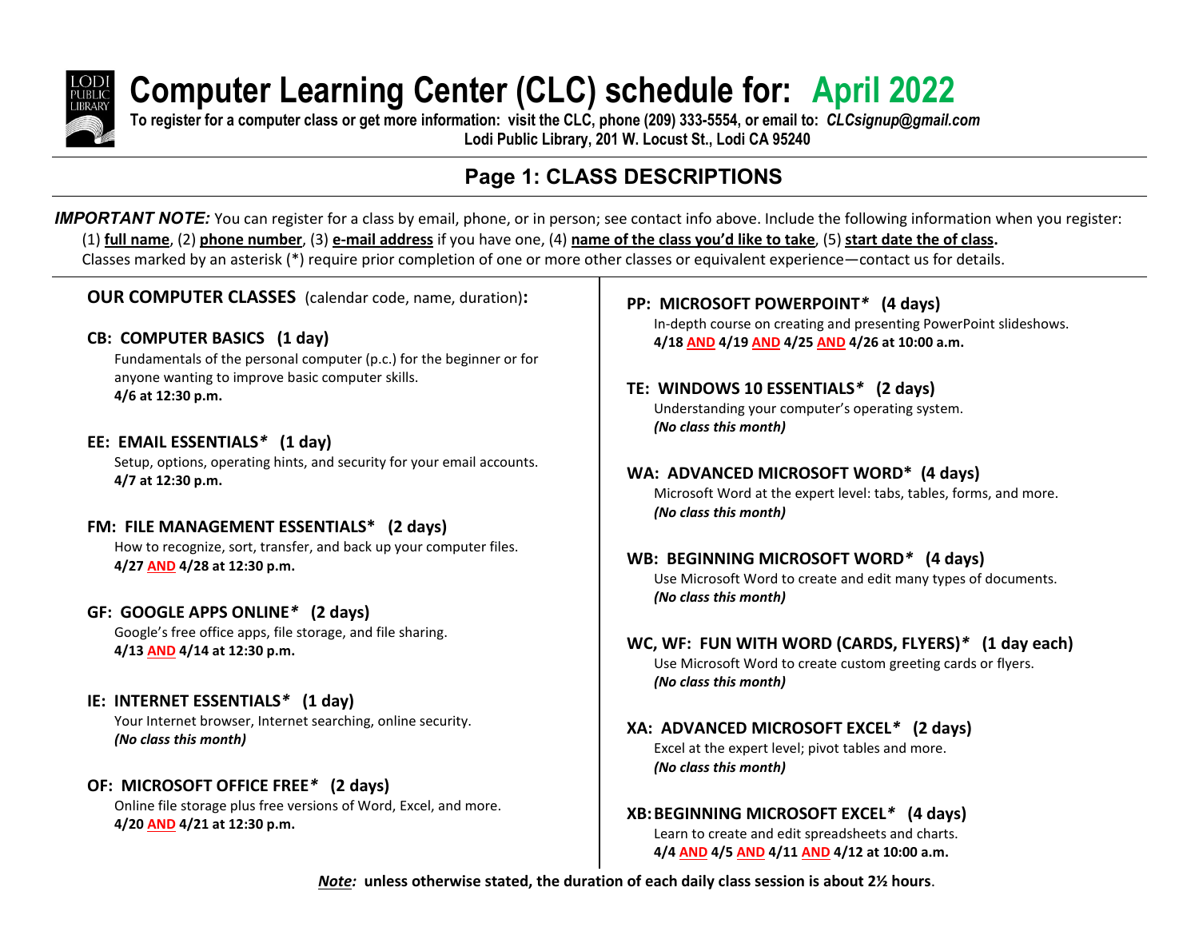# Computer Learning Center (CLC) schedule for: April 2022

**To register for a computer class or get more information: visit the CLC, phone (209) 333-5554, or email to: *CLCsignup@gmail.com***

**Lodi Public Library, 201 W. Locust St., Lodi CA 95240**

## Page 1: CLASS DESCRIPTIONS

***IMPORTANT NOTE:*** You can register for a class by email, phone, or in person; see contact info above. Include the following information when you register: (1) **full name**, (2) **phone number**, (3) **e-mail address** if you have one, (4) **name of the class you'd like to take**, (5) **start date the of class.**
Classes marked by an asterisk (*) require prior completion of one or more other classes or equivalent experience—contact us for details.

**OUR COMPUTER CLASSES** (calendar code, name, duration)**:**

**CB: COMPUTER BASICS (1 day)**
Fundamentals of the personal computer (p.c.) for the beginner or for anyone wanting to improve basic computer skills.
**4/6 at 12:30 p.m.**

**EE: EMAIL ESSENTIALS* (1 day)**
Setup, options, operating hints, and security for your email accounts.
**4/7 at 12:30 p.m.**

**FM: FILE MANAGEMENT ESSENTIALS* (2 days)**
How to recognize, sort, transfer, and back up your computer files.
**4/27 AND 4/28 at 12:30 p.m.**

**GF: GOOGLE APPS ONLINE* (2 days)**
Google's free office apps, file storage, and file sharing.
**4/13 AND 4/14 at 12:30 p.m.**

**IE: INTERNET ESSENTIALS* (1 day)**
Your Internet browser, Internet searching, online security.
***(No class this month)***

**OF: MICROSOFT OFFICE FREE* (2 days)**
Online file storage plus free versions of Word, Excel, and more.
**4/20 AND 4/21 at 12:30 p.m.**

**PP: MICROSOFT POWERPOINT* (4 days)**
In-depth course on creating and presenting PowerPoint slideshows.
**4/18 AND 4/19 AND 4/25 AND 4/26 at 10:00 a.m.**

**TE: WINDOWS 10 ESSENTIALS* (2 days)**
Understanding your computer's operating system.
***(No class this month)***

**WA: ADVANCED MICROSOFT WORD* (4 days)**
Microsoft Word at the expert level: tabs, tables, forms, and more.
***(No class this month)***

**WB: BEGINNING MICROSOFT WORD* (4 days)**
Use Microsoft Word to create and edit many types of documents.
***(No class this month)***

**WC, WF: FUN WITH WORD (CARDS, FLYERS)* (1 day each)**
Use Microsoft Word to create custom greeting cards or flyers.
***(No class this month)***

**XA: ADVANCED MICROSOFT EXCEL* (2 days)**
Excel at the expert level; pivot tables and more.
***(No class this month)***

**XB: BEGINNING MICROSOFT EXCEL* (4 days)**
Learn to create and edit spreadsheets and charts.
**4/4 AND 4/5 AND 4/11 AND 4/12 at 10:00 a.m.**

***Note:*** **unless otherwise stated, the duration of each daily class session is about 2½ hours**.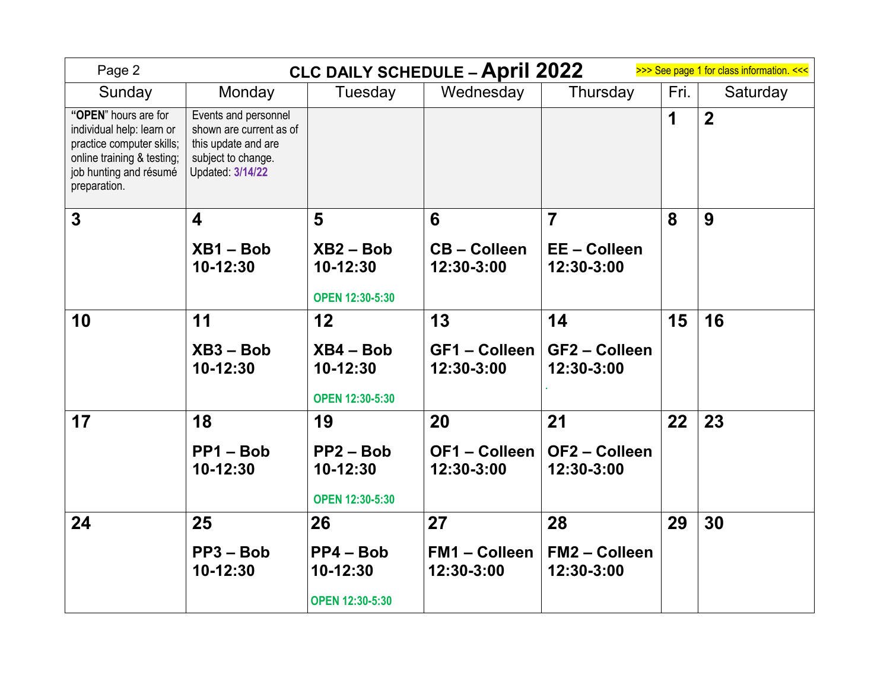Page 2

# CLC DAILY SCHEDULE – April 2022

>>> See page 1 for class information. <<<

| Sunday | Monday | Tuesday | Wednesday | Thursday | Fri. | Saturday |
|---|---|---|---|---|---|---|
| **"OPEN"** hours are for individual help: learn or practice computer skills; online training & testing; job hunting and résumé preparation. | Events and personnel shown are current as of this update and are subject to change. Updated: 3/14/22 | | | | **1** | **2** |
| **3** | **4** <br> **XB1 – Bob 10-12:30** | **5** <br> **XB2 – Bob 10-12:30** <br> **OPEN 12:30-5:30** | **6** <br> **CB – Colleen 12:30-3:00** | **7** <br> **EE – Colleen 12:30-3:00** | **8** | **9** |
| **10** | **11** <br> **XB3 – Bob 10-12:30** | **12** <br> **XB4 – Bob 10-12:30** <br> **OPEN 12:30-5:30** | **13** <br> **GF1 – Colleen 12:30-3:00** | **14** <br> **GF2 – Colleen 12:30-3:00** | **15** | **16** |
| **17** | **18** <br> **PP1 – Bob 10-12:30** | **19** <br> **PP2 – Bob 10-12:30** <br> **OPEN 12:30-5:30** | **20** <br> **OF1 – Colleen 12:30-3:00** | **21** <br> **OF2 – Colleen 12:30-3:00** | **22** | **23** |
| **24** | **25** <br> **PP3 – Bob 10-12:30** | **26** <br> **PP4 – Bob 10-12:30** <br> **OPEN 12:30-5:30** | **27** <br> **FM1 – Colleen 12:30-3:00** | **28** <br> **FM2 – Colleen 12:30-3:00** | **29** | **30** |